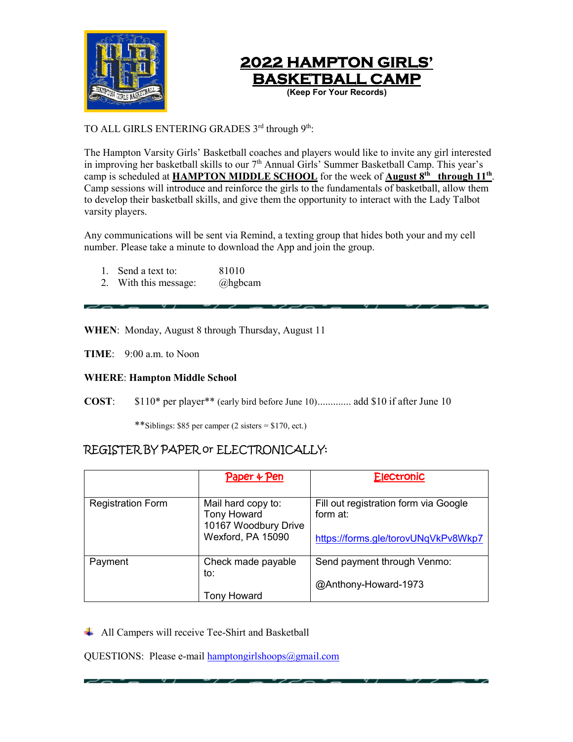# 2022 HAMPTON GIRLS' BASKETBALL CAMP

**(Keep For Your Records)**

TO ALL GIRLS ENTERING GRADES 3rd through 9th:

The Hampton Varsity Girls' Basketball coaches and players would like to invite any girl interested in improving her basketball skills to our 7th Annual Girls' Summer Basketball Camp. This year's camp is scheduled at **HAMPTON MIDDLE SCHOOL** for the week of **August 8th through 11th**. Camp sessions will introduce and reinforce the girls to the fundamentals of basketball, allow them to develop their basketball skills, and give them the opportunity to interact with the Lady Talbot varsity players.

Any communications will be sent via Remind, a texting group that hides both your and my cell number. Please take a minute to download the App and join the group.

1. Send a text to: 81010
2. With this message: @hgbcam

---

**WHEN**: Monday, August 8 through Thursday, August 11

**TIME**: 9:00 a.m. to Noon

**WHERE**: **Hampton Middle School**

**COST**: $110* per player** (early bird before June 10)............ add $10 if after June 10

**Siblings: $85 per camper (2 sisters = $170, ect.)

## REGISTER BY PAPER or ELECTRONICALLY:

| | Paper & Pen | Electronic |
|---|---|---|
| Registration Form | Mail hard copy to:<br>Tony Howard<br>10167 Woodbury Drive<br>Wexford, PA 15090 | Fill out registration form via Google form at:<br><br>https://forms.gle/torovUNqVkPv8Wkp7 |
| Payment | Check made payable to:<br><br>Tony Howard | Send payment through Venmo:<br><br>@Anthony-Howard-1973 |

- All Campers will receive Tee-Shirt and Basketball

QUESTIONS: Please e-mail hamptongirlshoops@gmail.com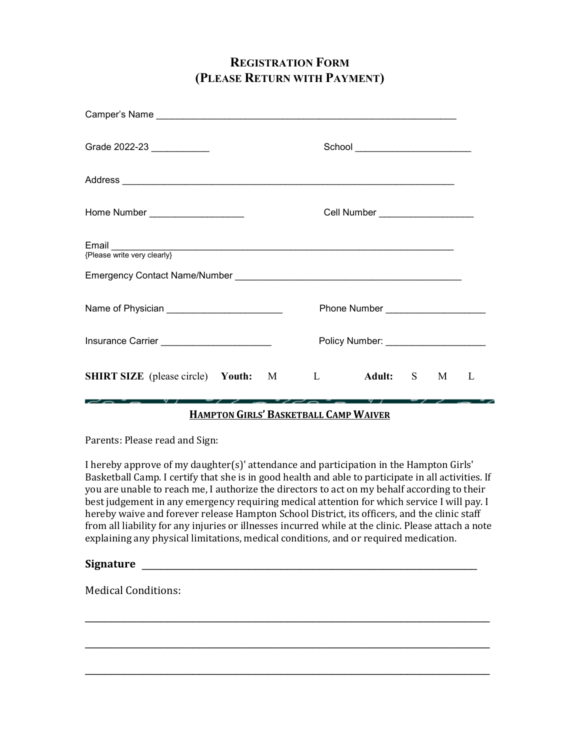# REGISTRATION FORM
# (PLEASE RETURN WITH PAYMENT)

Camper's Name ____________________________________________________________

Grade 2022-23 ___________ School ______________________

Address ___________________________________________________________________

Home Number __________________ Cell Number __________________

Email _____________________________________________________________________
{Please write very clearly}

Emergency Contact Name/Number ______________________________________________

Name of Physician ______________________ Phone Number ___________________

Insurance Carrier _____________________ Policy Number: ___________________

**SHIRT SIZE** (please circle) **Youth:** M L **Adult:** S M L

## HAMPTON GIRLS' BASKETBALL CAMP WAIVER

Parents: Please read and Sign:

I hereby approve of my daughter(s)' attendance and participation in the Hampton Girls' Basketball Camp. I certify that she is in good health and able to participate in all activities. If you are unable to reach me, I authorize the directors to act on my behalf according to their best judgement in any emergency requiring medical attention for which service I will pay. I hereby waive and forever release Hampton School District, its officers, and the clinic staff from all liability for any injuries or illnesses incurred while at the clinic. Please attach a note explaining any physical limitations, medical conditions, and or required medication.

**Signature** ____________________________________________________________

Medical Conditions:

_______________________________________________________________________________

_______________________________________________________________________________

_______________________________________________________________________________